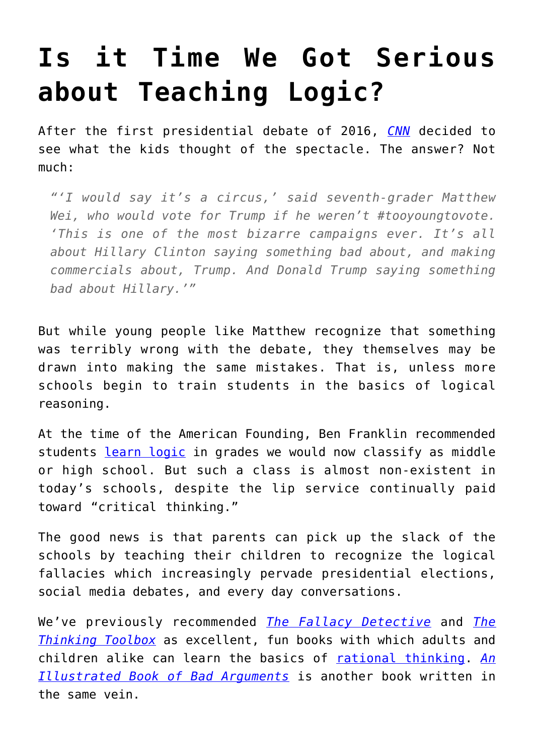# Is it Time We Got Serious about Teaching Logic?

After the first presidential debate of 2016, *CNN* decided to see what the kids thought of the spectacle. The answer? Not much:

> *"'I would say it's a circus,' said seventh-grader Matthew Wei, who would vote for Trump if he weren't #tooyoungtovote. 'This is one of the most bizarre campaigns ever. It's all about Hillary Clinton saying something bad about, and making commercials about, Trump. And Donald Trump saying something bad about Hillary.'"*

But while young people like Matthew recognize that something was terribly wrong with the debate, they themselves may be drawn into making the same mistakes. That is, unless more schools begin to train students in the basics of logical reasoning.

At the time of the American Founding, Ben Franklin recommended students learn logic in grades we would now classify as middle or high school. But such a class is almost non-existent in today's schools, despite the lip service continually paid toward "critical thinking."

The good news is that parents can pick up the slack of the schools by teaching their children to recognize the logical fallacies which increasingly pervade presidential elections, social media debates, and every day conversations.

We've previously recommended *The Fallacy Detective* and *The Thinking Toolbox* as excellent, fun books with which adults and children alike can learn the basics of rational thinking. *An Illustrated Book of Bad Arguments* is another book written in the same vein.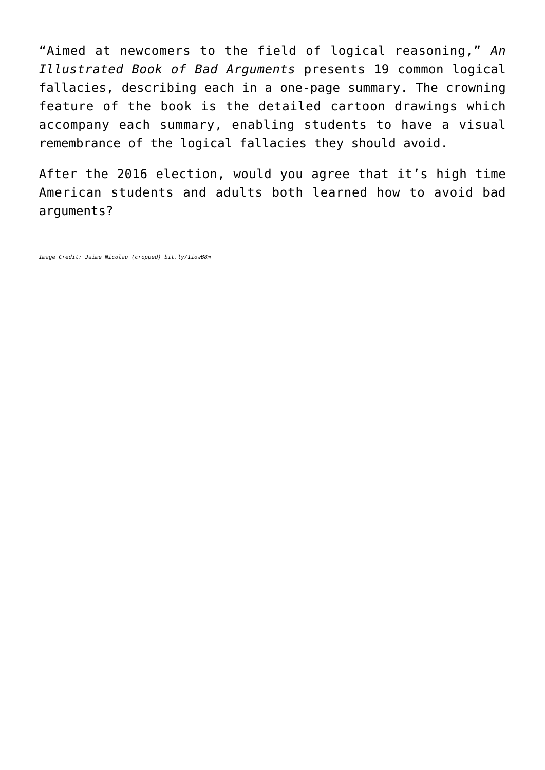"Aimed at newcomers to the field of logical reasoning," *An Illustrated Book of Bad Arguments* presents 19 common logical fallacies, describing each in a one-page summary. The crowning feature of the book is the detailed cartoon drawings which accompany each summary, enabling students to have a visual remembrance of the logical fallacies they should avoid.

After the 2016 election, would you agree that it's high time American students and adults both learned how to avoid bad arguments?

*Image Credit: Jaime Nicolau (cropped) bit.ly/1iowB8m*